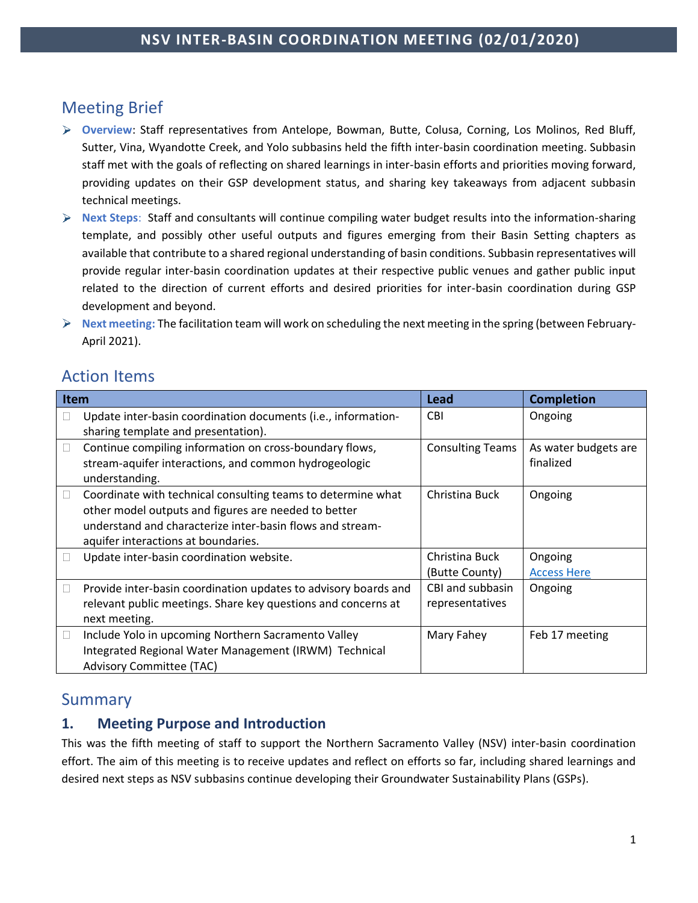# NSV INTER-BASIN COORDINATION MEETING (02/01/2020)

## Meeting Brief

- **Overview**: Staff representatives from Antelope, Bowman, Butte, Colusa, Corning, Los Molinos, Red Bluff, Sutter, Vina, Wyandotte Creek, and Yolo subbasins held the fifth inter-basin coordination meeting. Subbasin staff met with the goals of reflecting on shared learnings in inter-basin efforts and priorities moving forward, providing updates on their GSP development status, and sharing key takeaways from adjacent subbasin technical meetings.
- **Next Steps**: Staff and consultants will continue compiling water budget results into the information-sharing template, and possibly other useful outputs and figures emerging from their Basin Setting chapters as available that contribute to a shared regional understanding of basin conditions. Subbasin representatives will provide regular inter-basin coordination updates at their respective public venues and gather public input related to the direction of current efforts and desired priorities for inter-basin coordination during GSP development and beyond.
- **Next meeting:** The facilitation team will work on scheduling the next meeting in the spring (between February-April 2021).

## Action Items

| Item | Lead | Completion |
|---|---|---|
| ☐ Update inter-basin coordination documents (i.e., information-sharing template and presentation). | CBI | Ongoing |
| ☐ Continue compiling information on cross-boundary flows, stream-aquifer interactions, and common hydrogeologic understanding. | Consulting Teams | As water budgets are finalized |
| ☐ Coordinate with technical consulting teams to determine what other model outputs and figures are needed to better understand and characterize inter-basin flows and stream-aquifer interactions at boundaries. | Christina Buck | Ongoing |
| ☐ Update inter-basin coordination website. | Christina Buck (Butte County) | Ongoing Access Here |
| ☐ Provide inter-basin coordination updates to advisory boards and relevant public meetings. Share key questions and concerns at next meeting. | CBI and subbasin representatives | Ongoing |
| ☐ Include Yolo in upcoming Northern Sacramento Valley Integrated Regional Water Management (IRWM) Technical Advisory Committee (TAC) | Mary Fahey | Feb 17 meeting |

## Summary

### 1. Meeting Purpose and Introduction

This was the fifth meeting of staff to support the Northern Sacramento Valley (NSV) inter-basin coordination effort. The aim of this meeting is to receive updates and reflect on efforts so far, including shared learnings and desired next steps as NSV subbasins continue developing their Groundwater Sustainability Plans (GSPs).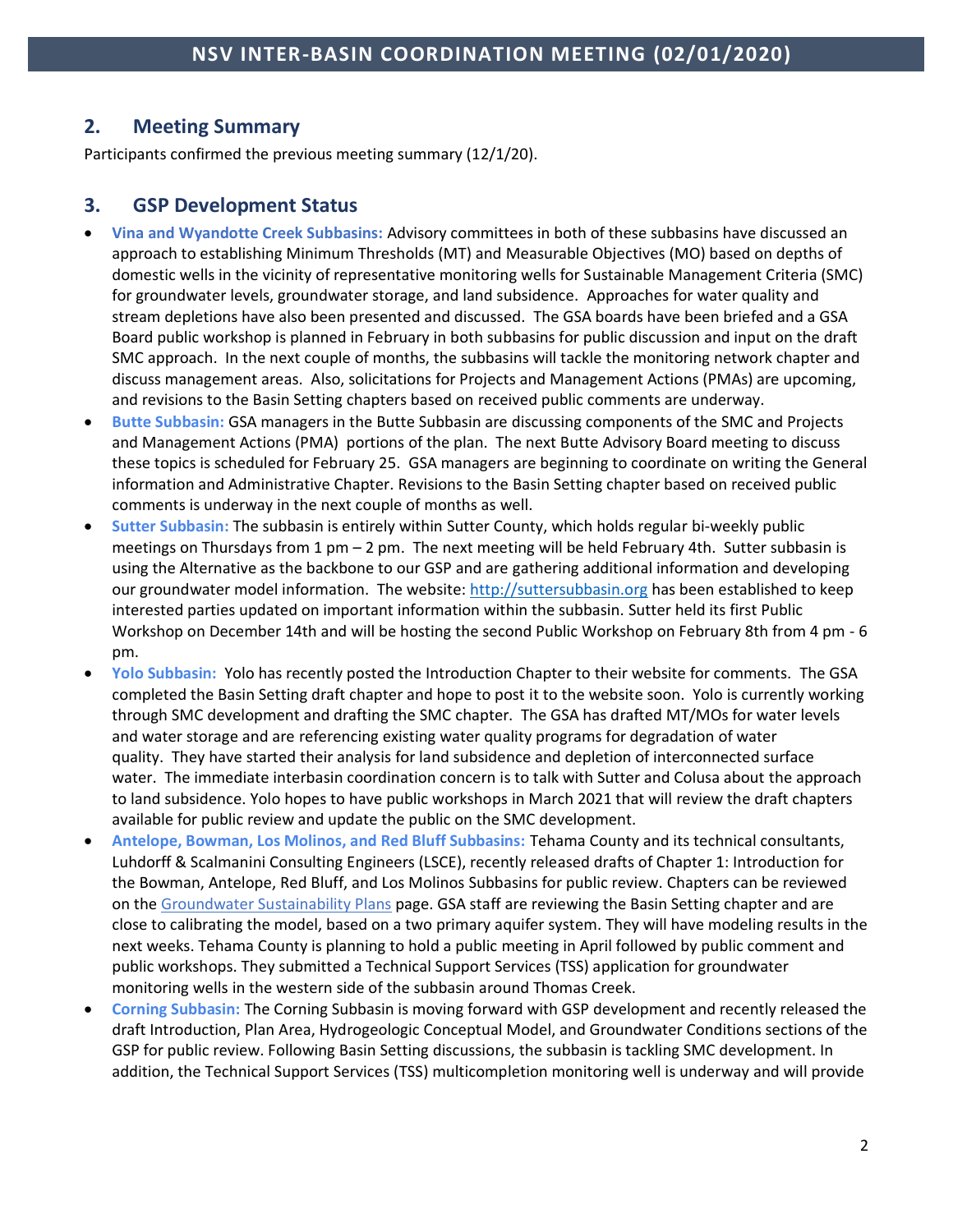## 2. Meeting Summary

Participants confirmed the previous meeting summary (12/1/20).

## 3. GSP Development Status

- **Vina and Wyandotte Creek Subbasins:** Advisory committees in both of these subbasins have discussed an approach to establishing Minimum Thresholds (MT) and Measurable Objectives (MO) based on depths of domestic wells in the vicinity of representative monitoring wells for Sustainable Management Criteria (SMC) for groundwater levels, groundwater storage, and land subsidence. Approaches for water quality and stream depletions have also been presented and discussed. The GSA boards have been briefed and a GSA Board public workshop is planned in February in both subbasins for public discussion and input on the draft SMC approach. In the next couple of months, the subbasins will tackle the monitoring network chapter and discuss management areas. Also, solicitations for Projects and Management Actions (PMAs) are upcoming, and revisions to the Basin Setting chapters based on received public comments are underway.
- **Butte Subbasin:** GSA managers in the Butte Subbasin are discussing components of the SMC and Projects and Management Actions (PMA) portions of the plan. The next Butte Advisory Board meeting to discuss these topics is scheduled for February 25. GSA managers are beginning to coordinate on writing the General information and Administrative Chapter. Revisions to the Basin Setting chapter based on received public comments is underway in the next couple of months as well.
- **Sutter Subbasin:** The subbasin is entirely within Sutter County, which holds regular bi-weekly public meetings on Thursdays from 1 pm – 2 pm. The next meeting will be held February 4th. Sutter subbasin is using the Alternative as the backbone to our GSP and are gathering additional information and developing our groundwater model information. The website: [http://suttersubbasin.org](http://suttersubbasin.org) has been established to keep interested parties updated on important information within the subbasin. Sutter held its first Public Workshop on December 14th and will be hosting the second Public Workshop on February 8th from 4 pm - 6 pm.
- **Yolo Subbasin:** Yolo has recently posted the Introduction Chapter to their website for comments. The GSA completed the Basin Setting draft chapter and hope to post it to the website soon. Yolo is currently working through SMC development and drafting the SMC chapter. The GSA has drafted MT/MOs for water levels and water storage and are referencing existing water quality programs for degradation of water quality. They have started their analysis for land subsidence and depletion of interconnected surface water. The immediate interbasin coordination concern is to talk with Sutter and Colusa about the approach to land subsidence. Yolo hopes to have public workshops in March 2021 that will review the draft chapters available for public review and update the public on the SMC development.
- **Antelope, Bowman, Los Molinos, and Red Bluff Subbasins:** Tehama County and its technical consultants, Luhdorff & Scalmanini Consulting Engineers (LSCE), recently released drafts of Chapter 1: Introduction for the Bowman, Antelope, Red Bluff, and Los Molinos Subbasins for public review. Chapters can be reviewed on the Groundwater Sustainability Plans page. GSA staff are reviewing the Basin Setting chapter and are close to calibrating the model, based on a two primary aquifer system. They will have modeling results in the next weeks. Tehama County is planning to hold a public meeting in April followed by public comment and public workshops. They submitted a Technical Support Services (TSS) application for groundwater monitoring wells in the western side of the subbasin around Thomas Creek.
- **Corning Subbasin:** The Corning Subbasin is moving forward with GSP development and recently released the draft Introduction, Plan Area, Hydrogeologic Conceptual Model, and Groundwater Conditions sections of the GSP for public review. Following Basin Setting discussions, the subbasin is tackling SMC development. In addition, the Technical Support Services (TSS) multicompletion monitoring well is underway and will provide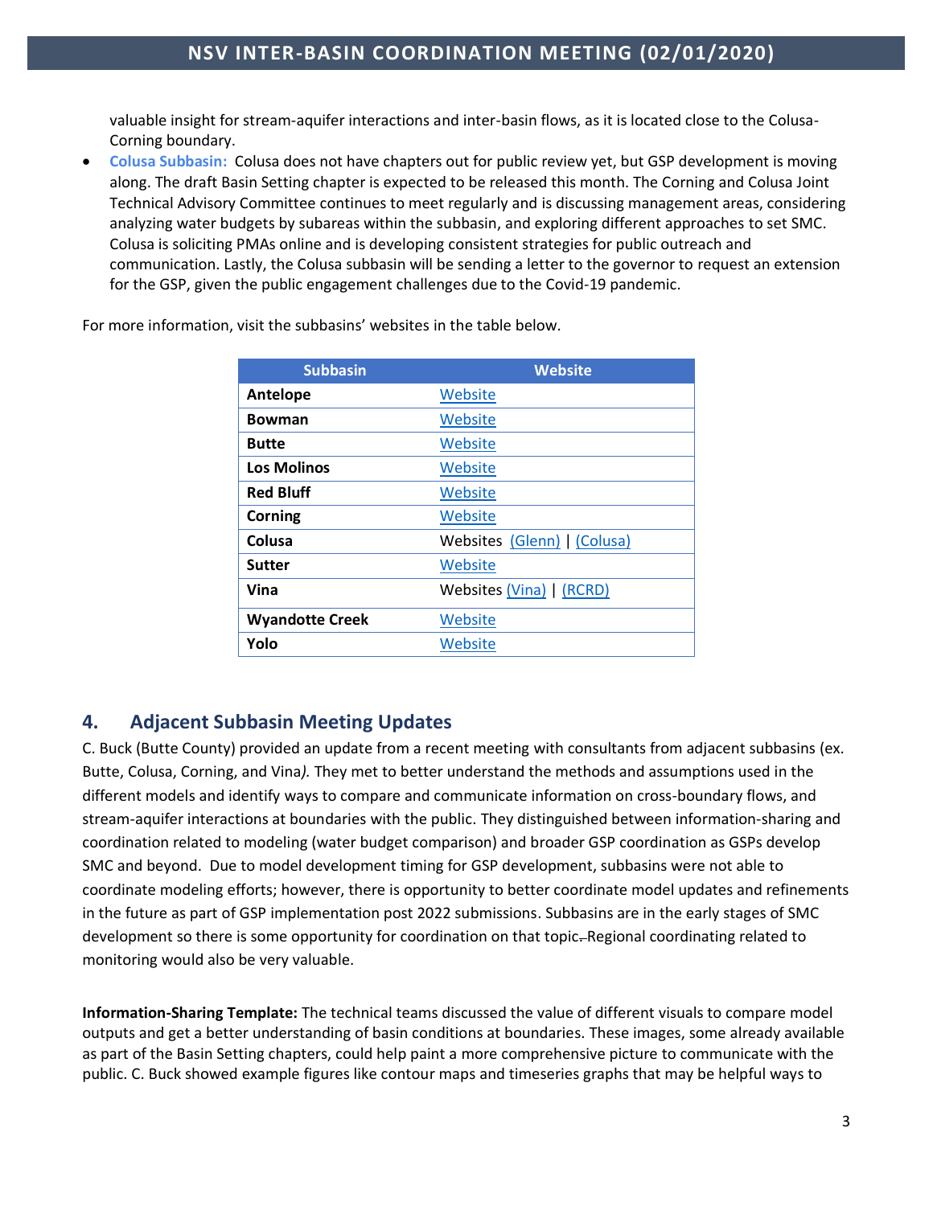valuable insight for stream-aquifer interactions and inter-basin flows, as it is located close to the Colusa-Corning boundary.

- **Colusa Subbasin:** Colusa does not have chapters out for public review yet, but GSP development is moving along. The draft Basin Setting chapter is expected to be released this month. The Corning and Colusa Joint Technical Advisory Committee continues to meet regularly and is discussing management areas, considering analyzing water budgets by subareas within the subbasin, and exploring different approaches to set SMC. Colusa is soliciting PMAs online and is developing consistent strategies for public outreach and communication. Lastly, the Colusa subbasin will be sending a letter to the governor to request an extension for the GSP, given the public engagement challenges due to the Covid-19 pandemic.

For more information, visit the subbasins' websites in the table below.

| Subbasin | Website |
|---|---|
| **Antelope** | Website |
| **Bowman** | Website |
| **Butte** | Website |
| **Los Molinos** | Website |
| **Red Bluff** | Website |
| **Corning** | Website |
| **Colusa** | Websites (Glenn) \| (Colusa) |
| **Sutter** | Website |
| **Vina** | Websites (Vina) \| (RCRD) |
| **Wyandotte Creek** | Website |
| **Yolo** | Website |

## 4. Adjacent Subbasin Meeting Updates

C. Buck (Butte County) provided an update from a recent meeting with consultants from adjacent subbasins (ex. Butte, Colusa, Corning, and Vina*).* They met to better understand the methods and assumptions used in the different models and identify ways to compare and communicate information on cross-boundary flows, and stream-aquifer interactions at boundaries with the public. They distinguished between information-sharing and coordination related to modeling (water budget comparison) and broader GSP coordination as GSPs develop SMC and beyond. Due to model development timing for GSP development, subbasins were not able to coordinate modeling efforts; however, there is opportunity to better coordinate model updates and refinements in the future as part of GSP implementation post 2022 submissions. Subbasins are in the early stages of SMC development so there is some opportunity for coordination on that topic. Regional coordinating related to monitoring would also be very valuable.

**Information-Sharing Template:** The technical teams discussed the value of different visuals to compare model outputs and get a better understanding of basin conditions at boundaries. These images, some already available as part of the Basin Setting chapters, could help paint a more comprehensive picture to communicate with the public. C. Buck showed example figures like contour maps and timeseries graphs that may be helpful ways to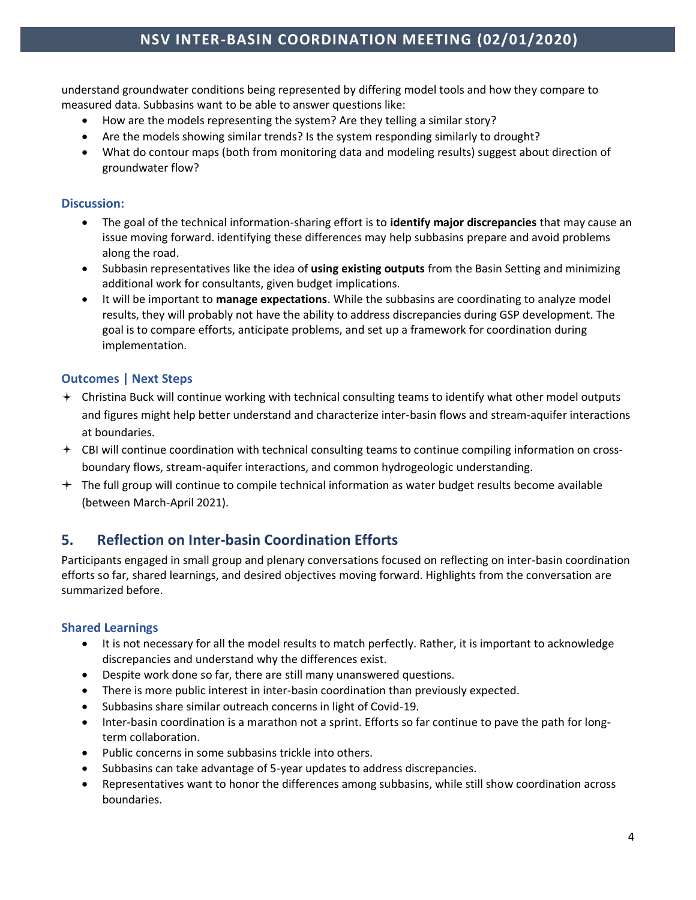understand groundwater conditions being represented by differing model tools and how they compare to measured data. Subbasins want to be able to answer questions like:

- How are the models representing the system? Are they telling a similar story?
- Are the models showing similar trends? Is the system responding similarly to drought?
- What do contour maps (both from monitoring data and modeling results) suggest about direction of groundwater flow?

### Discussion:

- The goal of the technical information-sharing effort is to **identify major discrepancies** that may cause an issue moving forward. identifying these differences may help subbasins prepare and avoid problems along the road.
- Subbasin representatives like the idea of **using existing outputs** from the Basin Setting and minimizing additional work for consultants, given budget implications.
- It will be important to **manage expectations**. While the subbasins are coordinating to analyze model results, they will probably not have the ability to address discrepancies during GSP development. The goal is to compare efforts, anticipate problems, and set up a framework for coordination during implementation.

### Outcomes | Next Steps

- Christina Buck will continue working with technical consulting teams to identify what other model outputs and figures might help better understand and characterize inter-basin flows and stream-aquifer interactions at boundaries.
- CBI will continue coordination with technical consulting teams to continue compiling information on cross-boundary flows, stream-aquifer interactions, and common hydrogeologic understanding.
- The full group will continue to compile technical information as water budget results become available (between March-April 2021).

## 5. Reflection on Inter-basin Coordination Efforts

Participants engaged in small group and plenary conversations focused on reflecting on inter-basin coordination efforts so far, shared learnings, and desired objectives moving forward. Highlights from the conversation are summarized before.

### Shared Learnings

- It is not necessary for all the model results to match perfectly. Rather, it is important to acknowledge discrepancies and understand why the differences exist.
- Despite work done so far, there are still many unanswered questions.
- There is more public interest in inter-basin coordination than previously expected.
- Subbasins share similar outreach concerns in light of Covid-19.
- Inter-basin coordination is a marathon not a sprint. Efforts so far continue to pave the path for long-term collaboration.
- Public concerns in some subbasins trickle into others.
- Subbasins can take advantage of 5-year updates to address discrepancies.
- Representatives want to honor the differences among subbasins, while still show coordination across boundaries.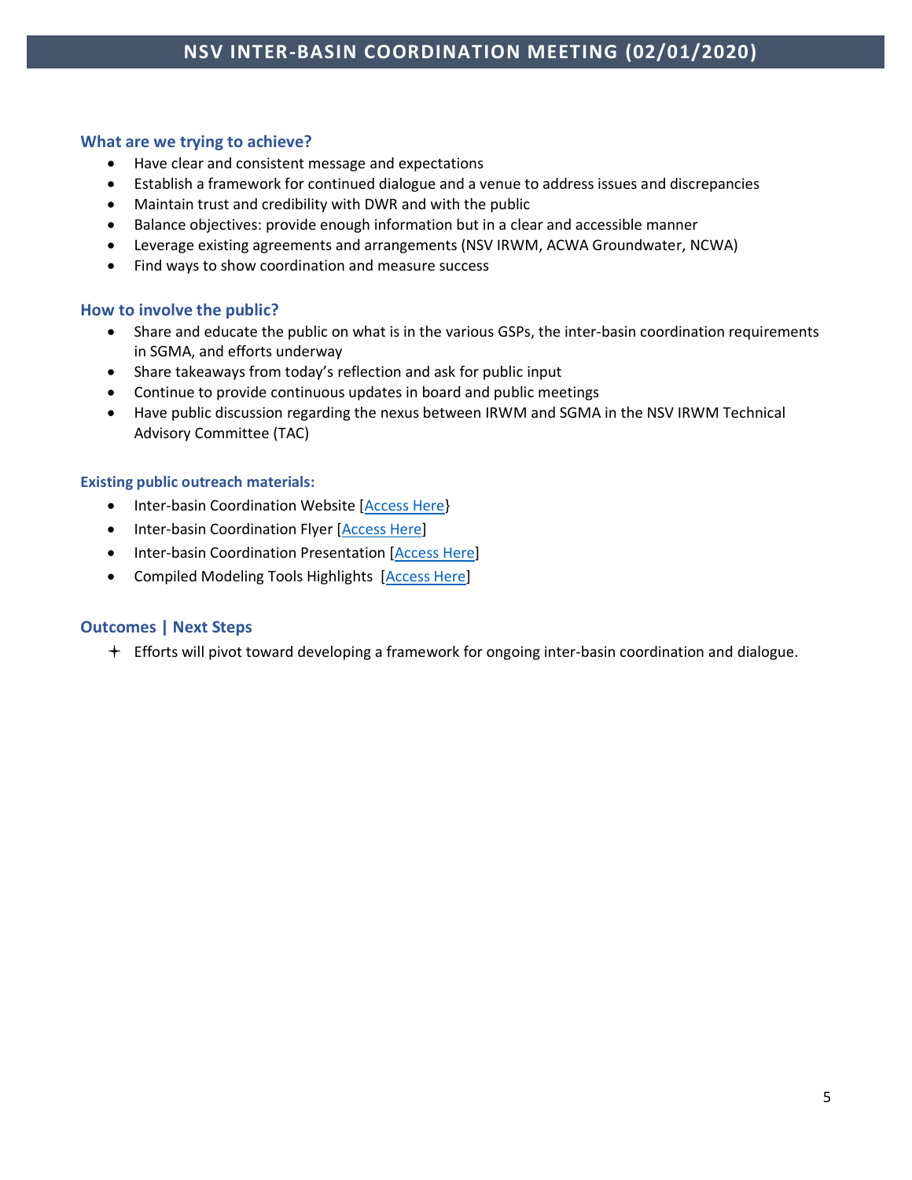# NSV INTER-BASIN COORDINATION MEETING (02/01/2020)

### What are we trying to achieve?

- Have clear and consistent message and expectations
- Establish a framework for continued dialogue and a venue to address issues and discrepancies
- Maintain trust and credibility with DWR and with the public
- Balance objectives: provide enough information but in a clear and accessible manner
- Leverage existing agreements and arrangements (NSV IRWM, ACWA Groundwater, NCWA)
- Find ways to show coordination and measure success

### How to involve the public?

- Share and educate the public on what is in the various GSPs, the inter-basin coordination requirements in SGMA, and efforts underway
- Share takeaways from today's reflection and ask for public input
- Continue to provide continuous updates in board and public meetings
- Have public discussion regarding the nexus between IRWM and SGMA in the NSV IRWM Technical Advisory Committee (TAC)

#### Existing public outreach materials:

- Inter-basin Coordination Website [Access Here}
- Inter-basin Coordination Flyer [Access Here]
- Inter-basin Coordination Presentation [Access Here]
- Compiled Modeling Tools Highlights [Access Here]

### Outcomes | Next Steps

- Efforts will pivot toward developing a framework for ongoing inter-basin coordination and dialogue.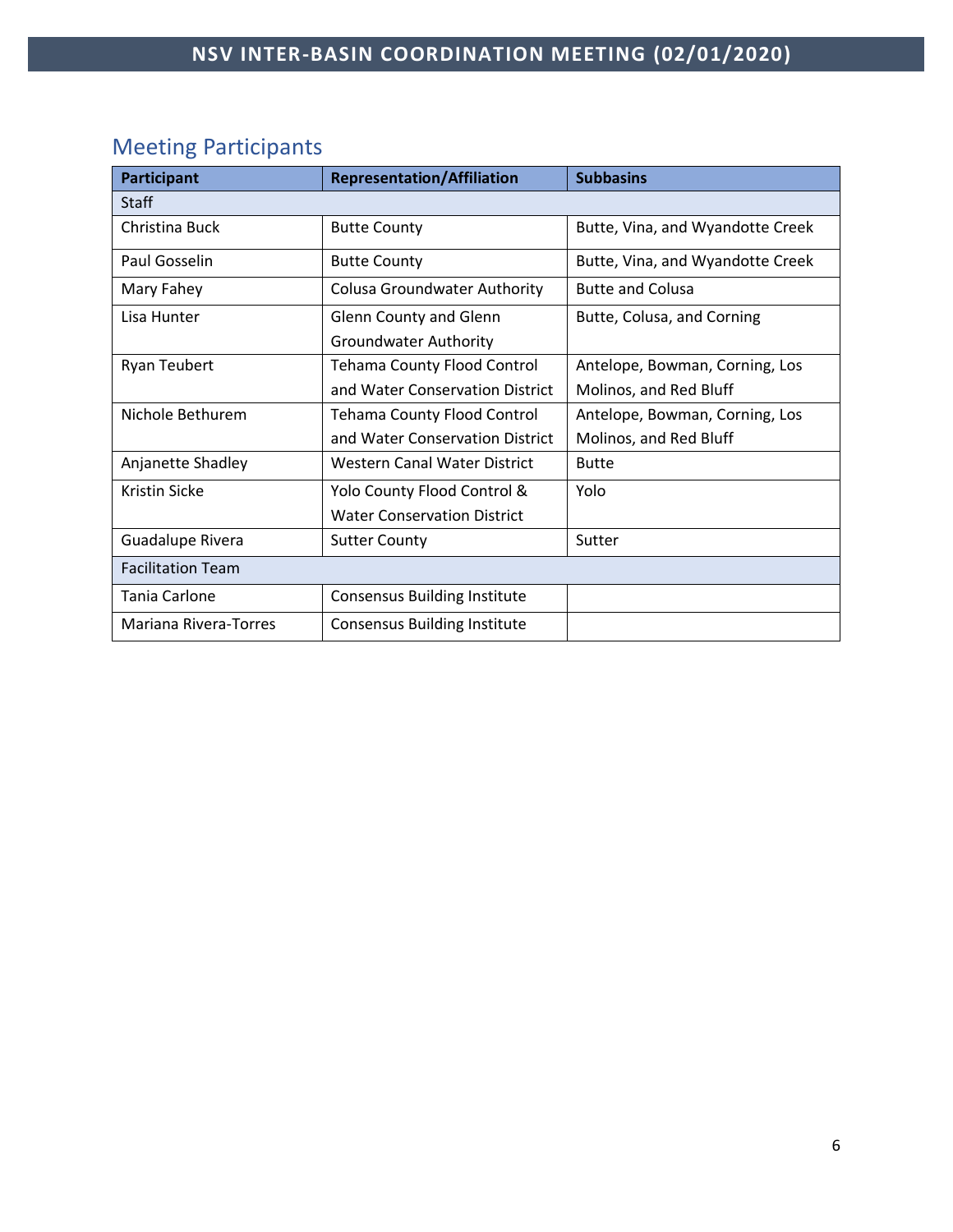## Meeting Participants

| Participant | Representation/Affiliation | Subbasins |
|---|---|---|
| Staff | | |
| Christina Buck | Butte County | Butte, Vina, and Wyandotte Creek |
| Paul Gosselin | Butte County | Butte, Vina, and Wyandotte Creek |
| Mary Fahey | Colusa Groundwater Authority | Butte and Colusa |
| Lisa Hunter | Glenn County and Glenn Groundwater Authority | Butte, Colusa, and Corning |
| Ryan Teubert | Tehama County Flood Control and Water Conservation District | Antelope, Bowman, Corning, Los Molinos, and Red Bluff |
| Nichole Bethurem | Tehama County Flood Control and Water Conservation District | Antelope, Bowman, Corning, Los Molinos, and Red Bluff |
| Anjanette Shadley | Western Canal Water District | Butte |
| Kristin Sicke | Yolo County Flood Control & Water Conservation District | Yolo |
| Guadalupe Rivera | Sutter County | Sutter |
| Facilitation Team | | |
| Tania Carlone | Consensus Building Institute | |
| Mariana Rivera-Torres | Consensus Building Institute | |